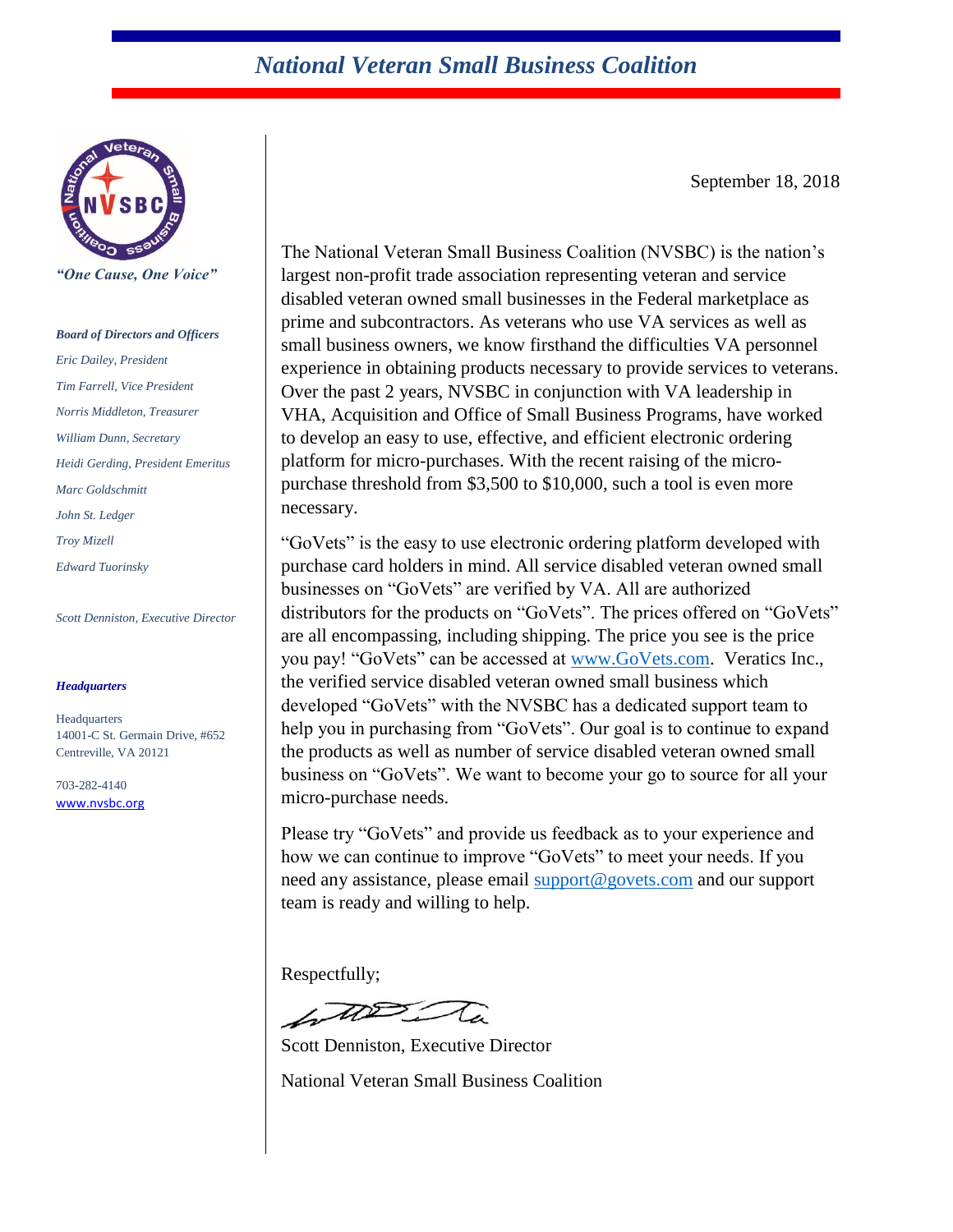# National Veteran Small Business Coalition

*"One Cause, One Voice"*

***Board of Directors and Officers***

*Eric Dailey, President*

*Tim Farrell, Vice President*

*Norris Middleton, Treasurer*

*William Dunn, Secretary*

*Heidi Gerding, President Emeritus*

*Marc Goldschmitt*

*John St. Ledger*

*Troy Mizell*

*Edward Tuorinsky*

*Scott Denniston, Executive Director*

***Headquarters***

Headquarters
14001-C St. Germain Drive, #652
Centreville, VA 20121

703-282-4140
www.nvsbc.org

September 18, 2018

The National Veteran Small Business Coalition (NVSBC) is the nation's largest non-profit trade association representing veteran and service disabled veteran owned small businesses in the Federal marketplace as prime and subcontractors. As veterans who use VA services as well as small business owners, we know firsthand the difficulties VA personnel experience in obtaining products necessary to provide services to veterans. Over the past 2 years, NVSBC in conjunction with VA leadership in VHA, Acquisition and Office of Small Business Programs, have worked to develop an easy to use, effective, and efficient electronic ordering platform for micro-purchases. With the recent raising of the micro-purchase threshold from $3,500 to $10,000, such a tool is even more necessary.

"GoVets" is the easy to use electronic ordering platform developed with purchase card holders in mind. All service disabled veteran owned small businesses on "GoVets" are verified by VA. All are authorized distributors for the products on "GoVets". The prices offered on "GoVets" are all encompassing, including shipping. The price you see is the price you pay! "GoVets" can be accessed at www.GoVets.com. Veratics Inc., the verified service disabled veteran owned small business which developed "GoVets" with the NVSBC has a dedicated support team to help you in purchasing from "GoVets". Our goal is to continue to expand the products as well as number of service disabled veteran owned small business on "GoVets". We want to become your go to source for all your micro-purchase needs.

Please try "GoVets" and provide us feedback as to your experience and how we can continue to improve "GoVets" to meet your needs. If you need any assistance, please email support@govets.com and our support team is ready and willing to help.

Respectfully;

Scott Denniston, Executive Director

National Veteran Small Business Coalition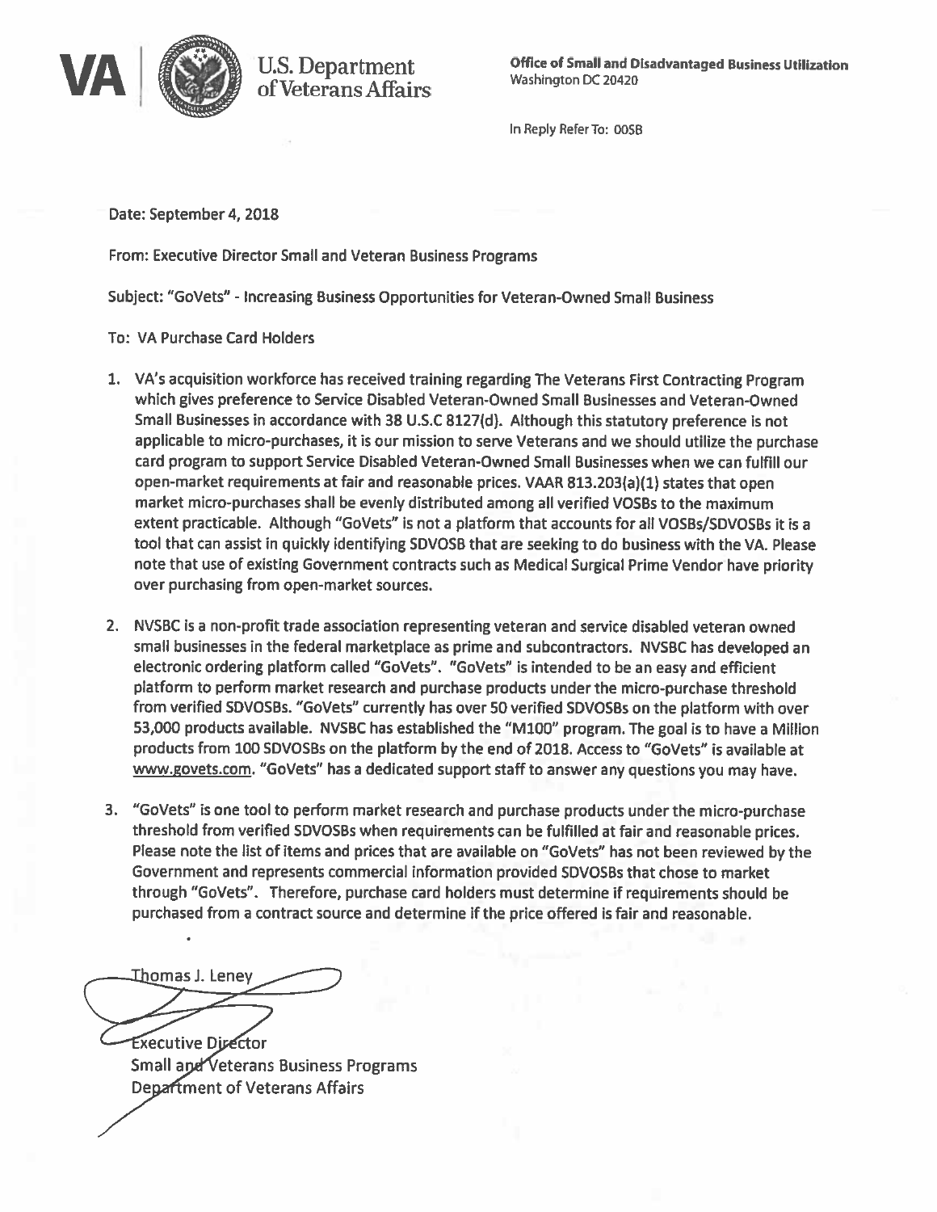**VA** | **U.S. Department of Veterans Affairs**

**Office of Small and Disadvantaged Business Utilization**
Washington DC 20420

In Reply Refer To: 00SB

Date: September 4, 2018

From: Executive Director Small and Veteran Business Programs

Subject: "GoVets" - Increasing Business Opportunities for Veteran-Owned Small Business

To: VA Purchase Card Holders

1. VA's acquisition workforce has received training regarding The Veterans First Contracting Program which gives preference to Service Disabled Veteran-Owned Small Businesses and Veteran-Owned Small Businesses in accordance with 38 U.S.C 8127(d). Although this statutory preference is not applicable to micro-purchases, it is our mission to serve Veterans and we should utilize the purchase card program to support Service Disabled Veteran-Owned Small Businesses when we can fulfill our open-market requirements at fair and reasonable prices. VAAR 813.203(a)(1) states that open market micro-purchases shall be evenly distributed among all verified VOSBs to the maximum extent practicable. Although "GoVets" is not a platform that accounts for all VOSBs/SDVOSBs it is a tool that can assist in quickly identifying SDVOSB that are seeking to do business with the VA. Please note that use of existing Government contracts such as Medical Surgical Prime Vendor have priority over purchasing from open-market sources.

2. NVSBC is a non-profit trade association representing veteran and service disabled veteran owned small businesses in the federal marketplace as prime and subcontractors. NVSBC has developed an electronic ordering platform called "GoVets". "GoVets" is intended to be an easy and efficient platform to perform market research and purchase products under the micro-purchase threshold from verified SDVOSBs. "GoVets" currently has over 50 verified SDVOSBs on the platform with over 53,000 products available. NVSBC has established the "M100" program. The goal is to have a Million products from 100 SDVOSBs on the platform by the end of 2018. Access to "GoVets" is available at www.govets.com. "GoVets" has a dedicated support staff to answer any questions you may have.

3. "GoVets" is one tool to perform market research and purchase products under the micro-purchase threshold from verified SDVOSBs when requirements can be fulfilled at fair and reasonable prices. Please note the list of items and prices that are available on "GoVets" has not been reviewed by the Government and represents commercial information provided SDVOSBs that chose to market through "GoVets". Therefore, purchase card holders must determine if requirements should be purchased from a contract source and determine if the price offered is fair and reasonable.

Thomas J. Leney
Executive Director
Small and Veterans Business Programs
Department of Veterans Affairs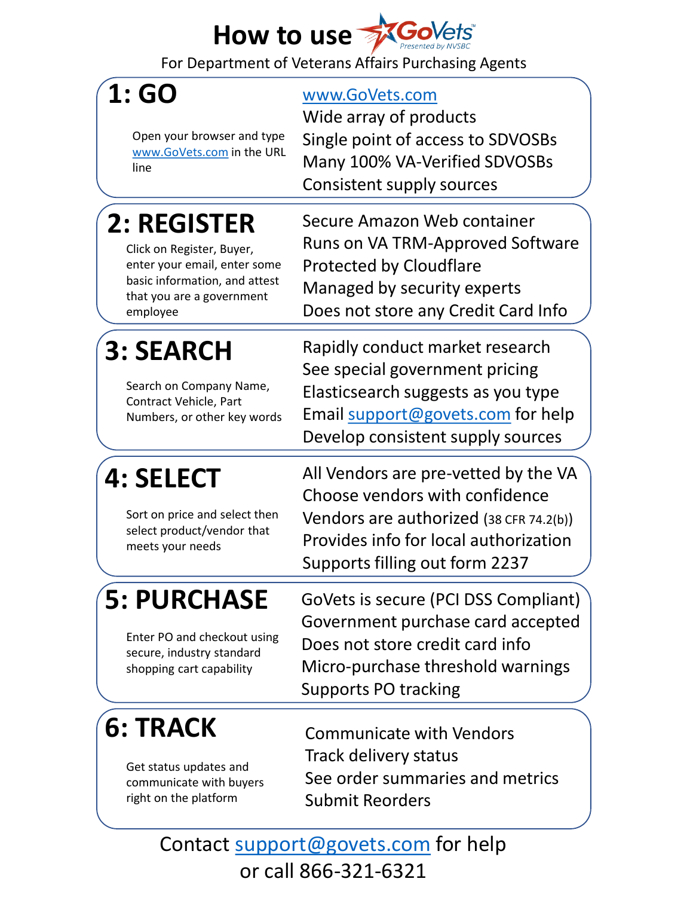# How to use GoVets

*Presented by NVSBC*

For Department of Veterans Affairs Purchasing Agents

## 1: GO

Open your browser and type www.GoVets.com in the URL line

- www.GoVets.com
- Wide array of products
- Single point of access to SDVOSBs
- Many 100% VA-Verified SDVOSBs
- Consistent supply sources

## 2: REGISTER

Click on Register, Buyer, enter your email, enter some basic information, and attest that you are a government employee

- Secure Amazon Web container
- Runs on VA TRM-Approved Software
- Protected by Cloudflare
- Managed by security experts
- Does not store any Credit Card Info

## 3: SEARCH

Search on Company Name, Contract Vehicle, Part Numbers, or other key words

- Rapidly conduct market research
- See special government pricing
- Elasticsearch suggests as you type
- Email support@govets.com for help
- Develop consistent supply sources

## 4: SELECT

Sort on price and select then select product/vendor that meets your needs

- All Vendors are pre-vetted by the VA
- Choose vendors with confidence
- Vendors are authorized (38 CFR 74.2(b))
- Provides info for local authorization
- Supports filling out form 2237

## 5: PURCHASE

Enter PO and checkout using secure, industry standard shopping cart capability

- GoVets is secure (PCI DSS Compliant)
- Government purchase card accepted
- Does not store credit card info
- Micro-purchase threshold warnings
- Supports PO tracking

## 6: TRACK

Get status updates and communicate with buyers right on the platform

- Communicate with Vendors
- Track delivery status
- See order summaries and metrics
- Submit Reorders

Contact support@govets.com for help
or call 866-321-6321